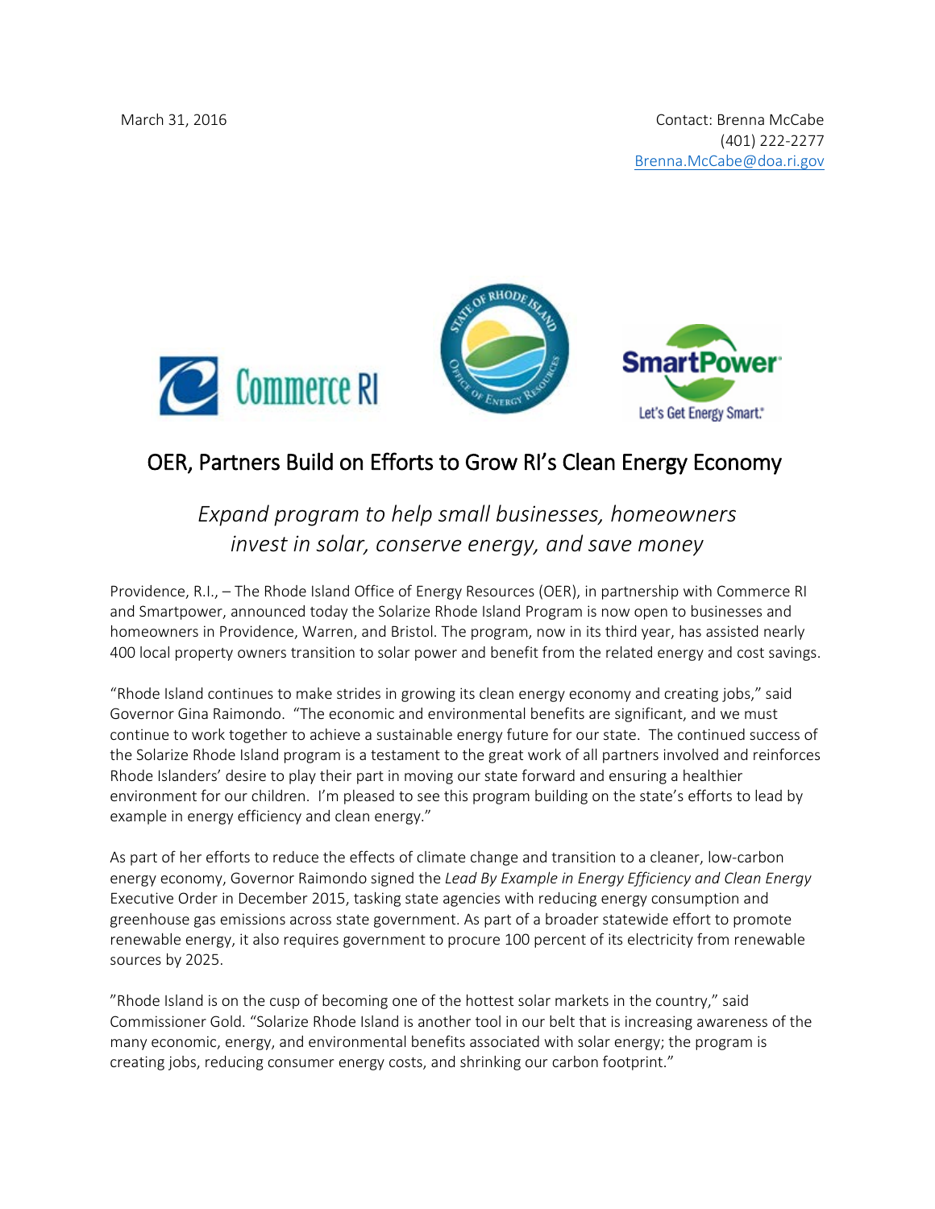March 31, 2016

Contact: Brenna McCabe
(401) 222-2277
Brenna.McCabe@doa.ri.gov

# OER, Partners Build on Efforts to Grow RI's Clean Energy Economy

*Expand program to help small businesses, homeowners invest in solar, conserve energy, and save money*

Providence, R.I., – The Rhode Island Office of Energy Resources (OER), in partnership with Commerce RI and Smartpower, announced today the Solarize Rhode Island Program is now open to businesses and homeowners in Providence, Warren, and Bristol. The program, now in its third year, has assisted nearly 400 local property owners transition to solar power and benefit from the related energy and cost savings.

"Rhode Island continues to make strides in growing its clean energy economy and creating jobs," said Governor Gina Raimondo. "The economic and environmental benefits are significant, and we must continue to work together to achieve a sustainable energy future for our state. The continued success of the Solarize Rhode Island program is a testament to the great work of all partners involved and reinforces Rhode Islanders' desire to play their part in moving our state forward and ensuring a healthier environment for our children. I'm pleased to see this program building on the state's efforts to lead by example in energy efficiency and clean energy."

As part of her efforts to reduce the effects of climate change and transition to a cleaner, low-carbon energy economy, Governor Raimondo signed the *Lead By Example in Energy Efficiency and Clean Energy* Executive Order in December 2015, tasking state agencies with reducing energy consumption and greenhouse gas emissions across state government. As part of a broader statewide effort to promote renewable energy, it also requires government to procure 100 percent of its electricity from renewable sources by 2025.

"Rhode Island is on the cusp of becoming one of the hottest solar markets in the country," said Commissioner Gold. "Solarize Rhode Island is another tool in our belt that is increasing awareness of the many economic, energy, and environmental benefits associated with solar energy; the program is creating jobs, reducing consumer energy costs, and shrinking our carbon footprint."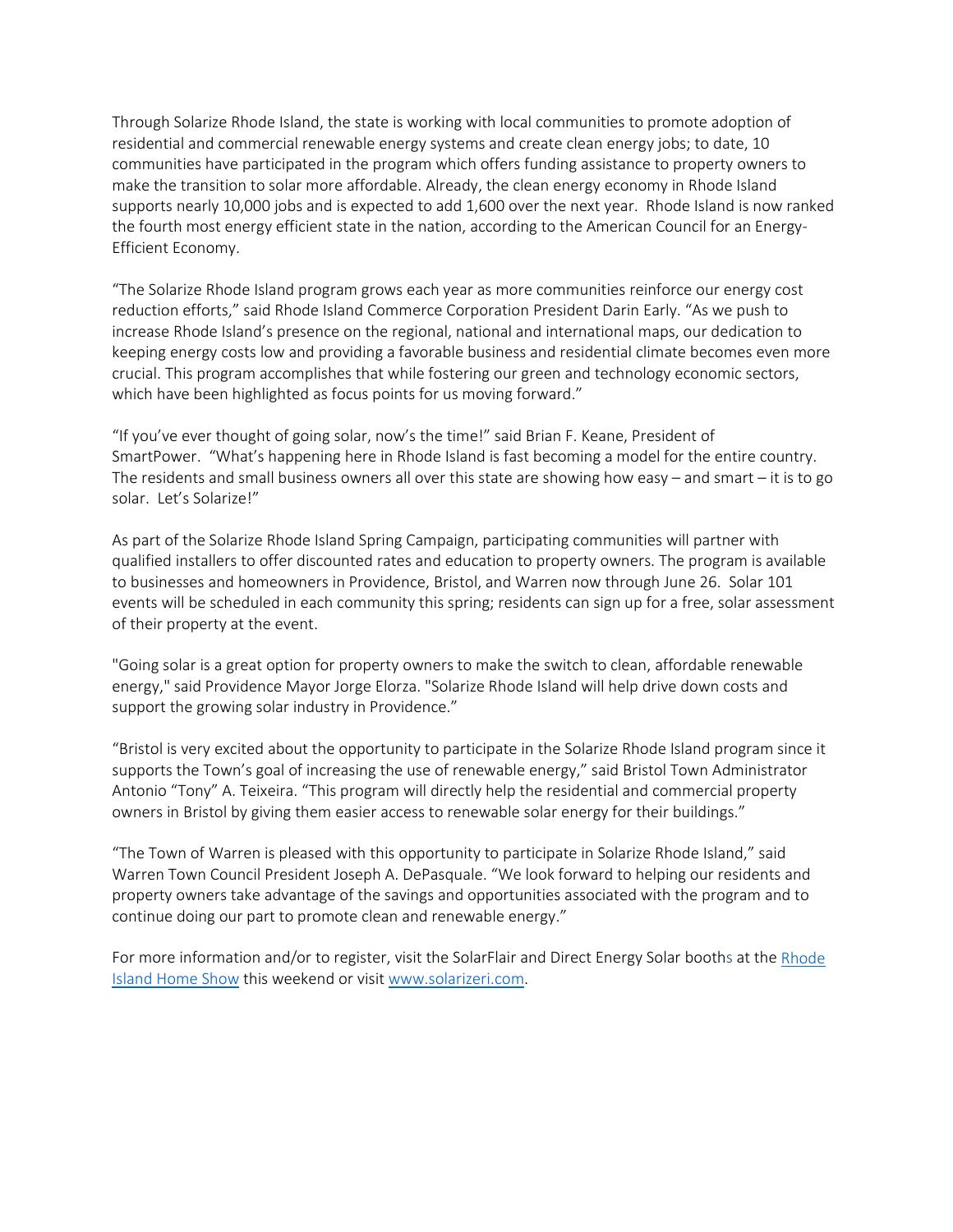Through Solarize Rhode Island, the state is working with local communities to promote adoption of residential and commercial renewable energy systems and create clean energy jobs; to date, 10 communities have participated in the program which offers funding assistance to property owners to make the transition to solar more affordable. Already, the clean energy economy in Rhode Island supports nearly 10,000 jobs and is expected to add 1,600 over the next year. Rhode Island is now ranked the fourth most energy efficient state in the nation, according to the American Council for an Energy-Efficient Economy.

"The Solarize Rhode Island program grows each year as more communities reinforce our energy cost reduction efforts," said Rhode Island Commerce Corporation President Darin Early. "As we push to increase Rhode Island's presence on the regional, national and international maps, our dedication to keeping energy costs low and providing a favorable business and residential climate becomes even more crucial. This program accomplishes that while fostering our green and technology economic sectors, which have been highlighted as focus points for us moving forward."

"If you've ever thought of going solar, now's the time!" said Brian F. Keane, President of SmartPower. "What's happening here in Rhode Island is fast becoming a model for the entire country. The residents and small business owners all over this state are showing how easy – and smart – it is to go solar. Let's Solarize!"

As part of the Solarize Rhode Island Spring Campaign, participating communities will partner with qualified installers to offer discounted rates and education to property owners. The program is available to businesses and homeowners in Providence, Bristol, and Warren now through June 26. Solar 101 events will be scheduled in each community this spring; residents can sign up for a free, solar assessment of their property at the event.

"Going solar is a great option for property owners to make the switch to clean, affordable renewable energy," said Providence Mayor Jorge Elorza. "Solarize Rhode Island will help drive down costs and support the growing solar industry in Providence."

"Bristol is very excited about the opportunity to participate in the Solarize Rhode Island program since it supports the Town's goal of increasing the use of renewable energy," said Bristol Town Administrator Antonio "Tony" A. Teixeira. "This program will directly help the residential and commercial property owners in Bristol by giving them easier access to renewable solar energy for their buildings."

"The Town of Warren is pleased with this opportunity to participate in Solarize Rhode Island," said Warren Town Council President Joseph A. DePasquale. "We look forward to helping our residents and property owners take advantage of the savings and opportunities associated with the program and to continue doing our part to promote clean and renewable energy."

For more information and/or to register, visit the SolarFlair and Direct Energy Solar booths at the [Rhode Island Home Show] this weekend or visit [www.solarizeri.com].